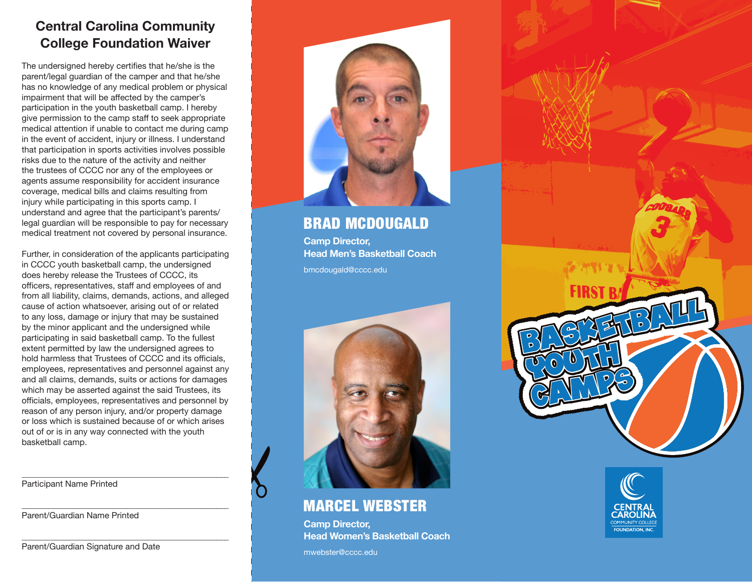# Central Carolina Community College Foundation Waiver

The undersigned hereby certifies that he/she is the parent/legal guardian of the camper and that he/she has no knowledge of any medical problem or physical impairment that will be affected by the camper's participation in the youth basketball camp. I hereby give permission to the camp staff to seek appropriate medical attention if unable to contact me during camp in the event of accident, injury or illness. I understand that participation in sports activities involves possible risks due to the nature of the activity and neither the trustees of CCCC nor any of the employees or agents assume responsibility for accident insurance coverage, medical bills and claims resulting from injury while participating in this sports camp. I understand and agree that the participant's parents/legal guardian will be responsible to pay for necessary medical treatment not covered by personal insurance.

Further, in consideration of the applicants participating in CCCC youth basketball camp, the undersigned does hereby release the Trustees of CCCC, its officers, representatives, staff and employees of and from all liability, claims, demands, actions, and alleged cause of action whatsoever, arising out of or related to any loss, damage or injury that may be sustained by the minor applicant and the undersigned while participating in said basketball camp. To the fullest extent permitted by law the undersigned agrees to hold harmless that Trustees of CCCC and its officials, employees, representatives and personnel against any and all claims, demands, suits or actions for damages which may be asserted against the said Trustees, its officials, employees, representatives and personnel by reason of any person injury, and/or property damage or loss which is sustained because of or which arises out of or is in any way connected with the youth basketball camp.

______________________________________________
Participant Name Printed

______________________________________________
Parent/Guardian Name Printed

______________________________________________
Parent/Guardian Signature and Date

## BRAD MCDOUGALD

**Camp Director,**
**Head Men's Basketball Coach**

bmcdougald@cccc.edu

## MARCEL WEBSTER

**Camp Director,**
**Head Women's Basketball Coach**

mwebster@cccc.edu

# BASKETBALL YOUTH CAMPS

CENTRAL CAROLINA COMMUNITY COLLEGE FOUNDATION, INC.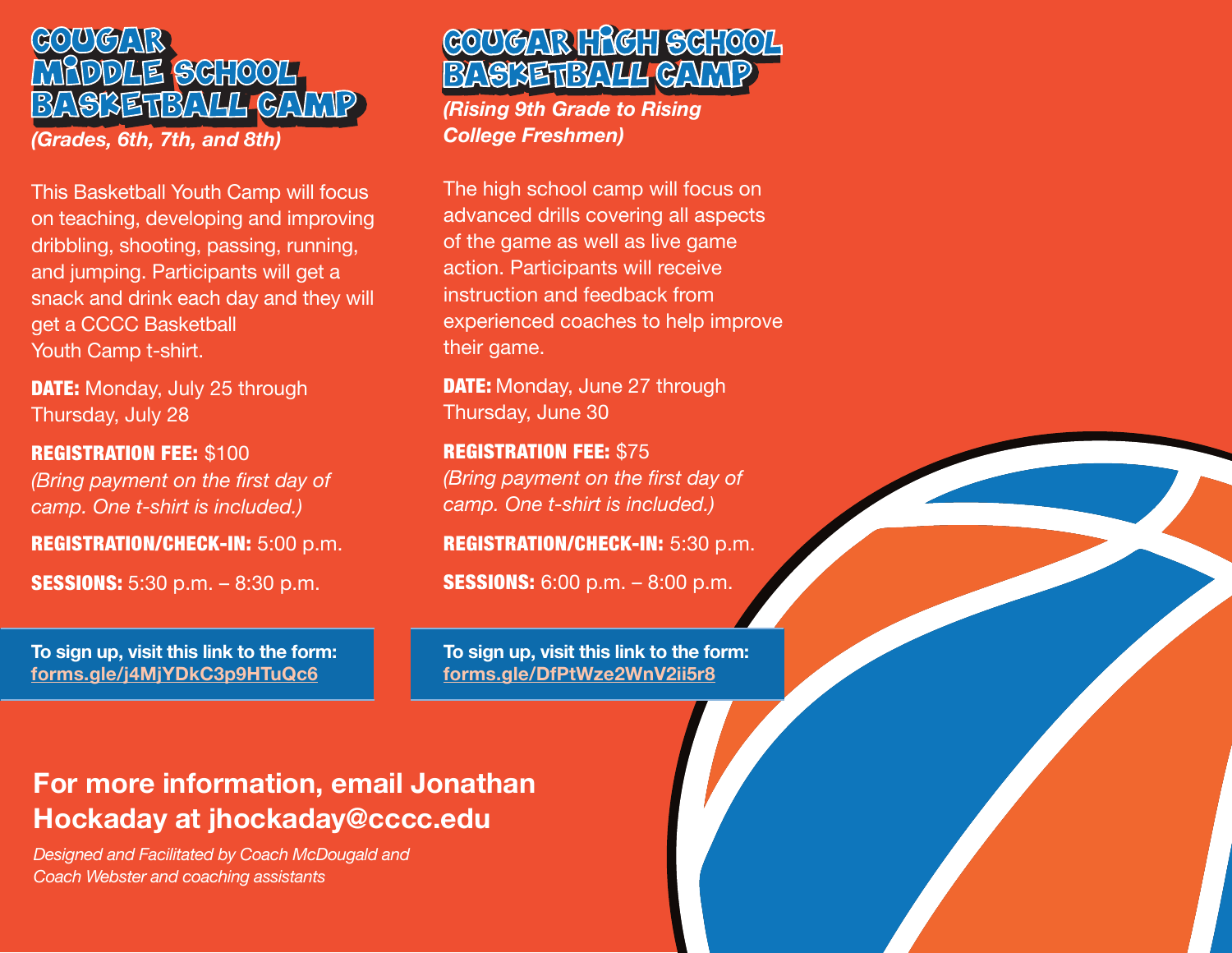## COUGAR MIDDLE SCHOOL BASKETBALL CAMP

*(Grades, 6th, 7th, and 8th)*

This Basketball Youth Camp will focus on teaching, developing and improving dribbling, shooting, passing, running, and jumping. Participants will get a snack and drink each day and they will get a CCCC Basketball Youth Camp t-shirt.

**DATE:** Monday, July 25 through Thursday, July 28

**REGISTRATION FEE:** $100
*(Bring payment on the first day of camp. One t-shirt is included.)*

**REGISTRATION/CHECK-IN:** 5:00 p.m.

**SESSIONS:** 5:30 p.m. – 8:30 p.m.

**To sign up, visit this link to the form:**
**forms.gle/j4MjYDkC3p9HTuQc6**

## COUGAR HIGH SCHOOL BASKETBALL CAMP

*(Rising 9th Grade to Rising College Freshmen)*

The high school camp will focus on advanced drills covering all aspects of the game as well as live game action. Participants will receive instruction and feedback from experienced coaches to help improve their game.

**DATE:** Monday, June 27 through Thursday, June 30

**REGISTRATION FEE:** $75
*(Bring payment on the first day of camp. One t-shirt is included.)*

**REGISTRATION/CHECK-IN:** 5:30 p.m.

**SESSIONS:** 6:00 p.m. – 8:00 p.m.

**To sign up, visit this link to the form:**
**forms.gle/DfPtWze2WnV2ii5r8**

**For more information, email Jonathan Hockaday at jhockaday@cccc.edu**

*Designed and Facilitated by Coach McDougald and Coach Webster and coaching assistants*